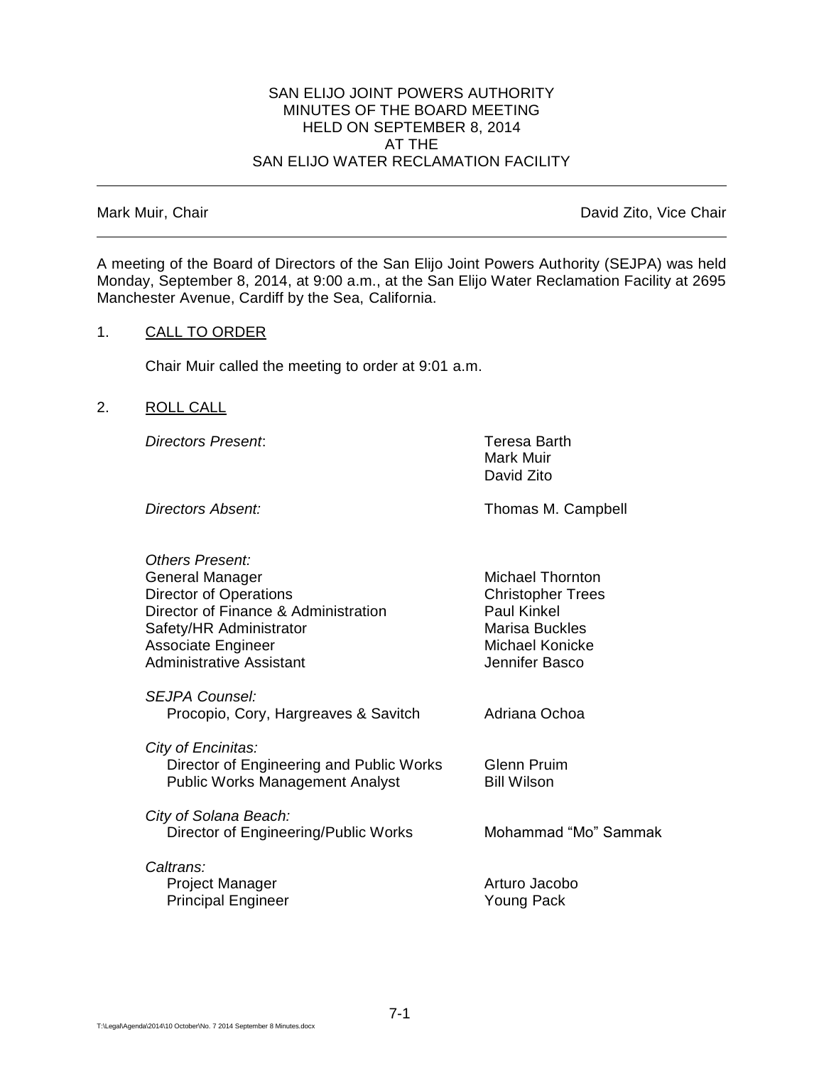SAN ELIJO JOINT POWERS AUTHORITY
MINUTES OF THE BOARD MEETING
HELD ON SEPTEMBER 8, 2014
AT THE
SAN ELIJO WATER RECLAMATION FACILITY

---

Mark Muir, Chair — David Zito, Vice Chair

---

A meeting of the Board of Directors of the San Elijo Joint Powers Authority (SEJPA) was held Monday, September 8, 2014, at 9:00 a.m., at the San Elijo Water Reclamation Facility at 2695 Manchester Avenue, Cardiff by the Sea, California.

1. CALL TO ORDER

   Chair Muir called the meeting to order at 9:01 a.m.

2. ROLL CALL

| | |
|---|---|
| *Directors Present*: | Teresa Barth<br>Mark Muir<br>David Zito |
| *Directors Absent:* | Thomas M. Campbell |
| *Others Present:* | |
| General Manager | Michael Thornton |
| Director of Operations | Christopher Trees |
| Director of Finance & Administration | Paul Kinkel |
| Safety/HR Administrator | Marisa Buckles |
| Associate Engineer | Michael Konicke |
| Administrative Assistant | Jennifer Basco |
| *SEJPA Counsel:* | |
| Procopio, Cory, Hargreaves & Savitch | Adriana Ochoa |
| *City of Encinitas:* | |
| Director of Engineering and Public Works | Glenn Pruim |
| Public Works Management Analyst | Bill Wilson |
| *City of Solana Beach:* | |
| Director of Engineering/Public Works | Mohammad "Mo" Sammak |
| *Caltrans:* | |
| Project Manager | Arturo Jacobo |
| Principal Engineer | Young Pack |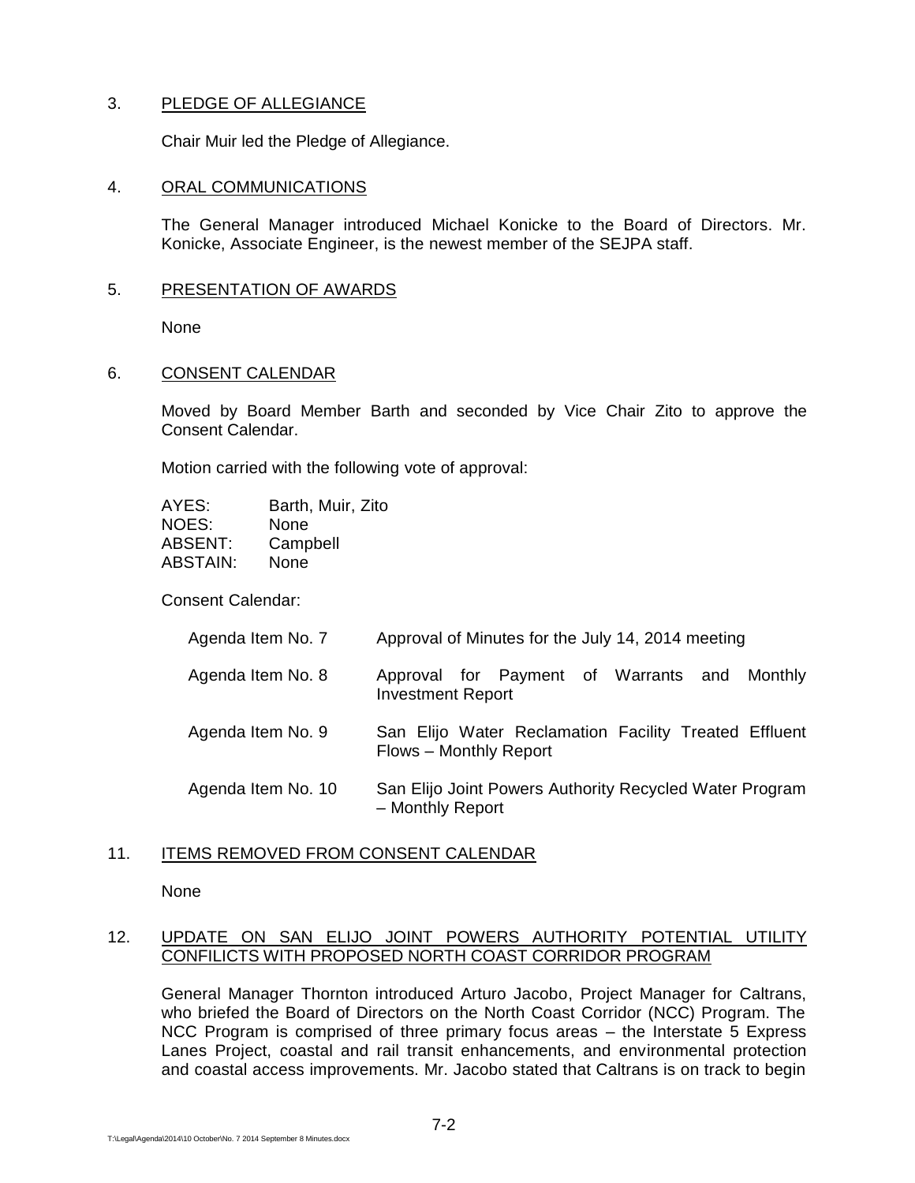3. PLEDGE OF ALLEGIANCE

   Chair Muir led the Pledge of Allegiance.

4. ORAL COMMUNICATIONS

   The General Manager introduced Michael Konicke to the Board of Directors. Mr. Konicke, Associate Engineer, is the newest member of the SEJPA staff.

5. PRESENTATION OF AWARDS

   None

6. CONSENT CALENDAR

   Moved by Board Member Barth and seconded by Vice Chair Zito to approve the Consent Calendar.

   Motion carried with the following vote of approval:

   | | |
   |---|---|
   | AYES: | Barth, Muir, Zito |
   | NOES: | None |
   | ABSENT: | Campbell |
   | ABSTAIN: | None |

   Consent Calendar:

   | | |
   |---|---|
   | Agenda Item No. 7 | Approval of Minutes for the July 14, 2014 meeting |
   | Agenda Item No. 8 | Approval for Payment of Warrants and Monthly Investment Report |
   | Agenda Item No. 9 | San Elijo Water Reclamation Facility Treated Effluent Flows – Monthly Report |
   | Agenda Item No. 10 | San Elijo Joint Powers Authority Recycled Water Program – Monthly Report |

11. ITEMS REMOVED FROM CONSENT CALENDAR

    None

12. UPDATE ON SAN ELIJO JOINT POWERS AUTHORITY POTENTIAL UTILITY CONFILICTS WITH PROPOSED NORTH COAST CORRIDOR PROGRAM

    General Manager Thornton introduced Arturo Jacobo, Project Manager for Caltrans, who briefed the Board of Directors on the North Coast Corridor (NCC) Program. The NCC Program is comprised of three primary focus areas – the Interstate 5 Express Lanes Project, coastal and rail transit enhancements, and environmental protection and coastal access improvements. Mr. Jacobo stated that Caltrans is on track to begin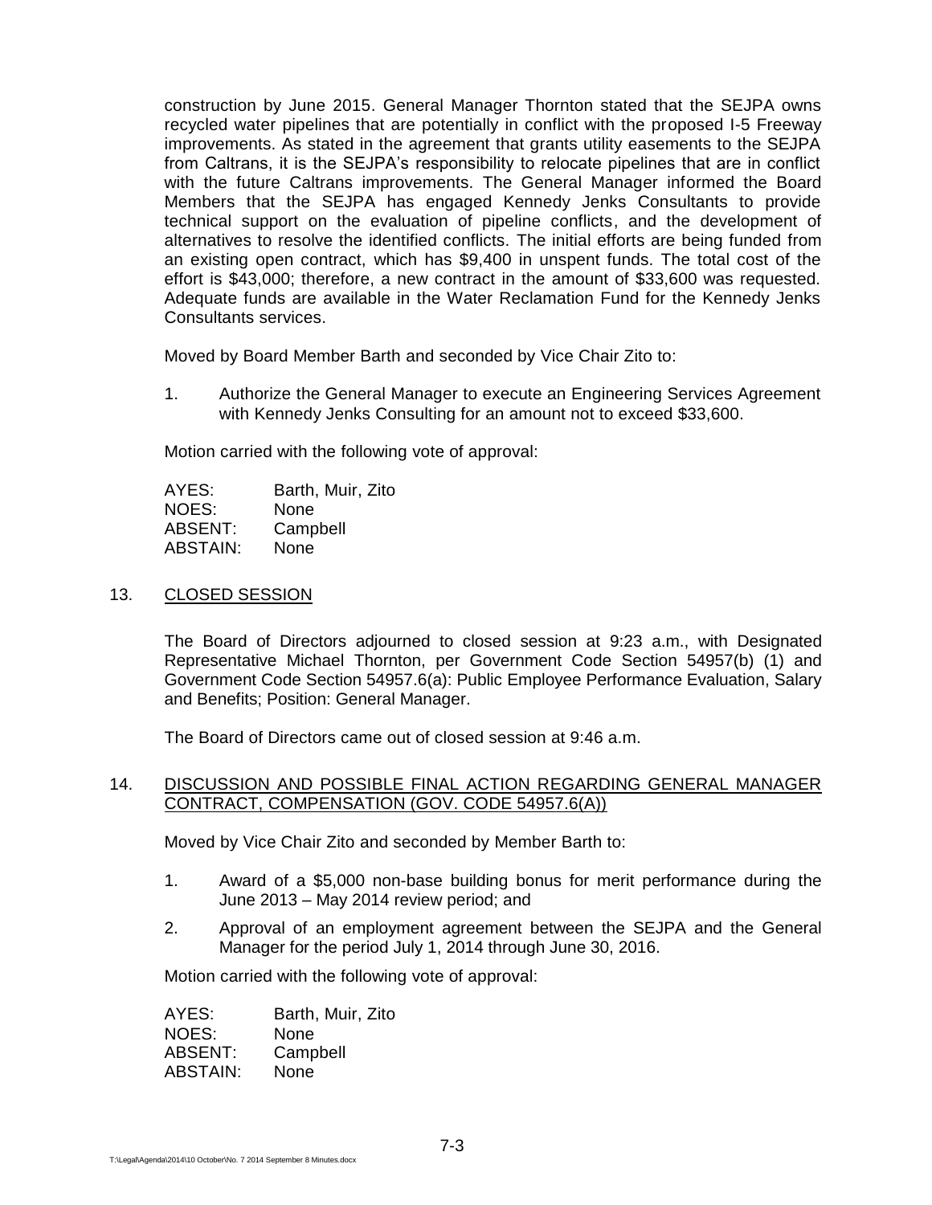construction by June 2015. General Manager Thornton stated that the SEJPA owns recycled water pipelines that are potentially in conflict with the proposed I-5 Freeway improvements. As stated in the agreement that grants utility easements to the SEJPA from Caltrans, it is the SEJPA's responsibility to relocate pipelines that are in conflict with the future Caltrans improvements. The General Manager informed the Board Members that the SEJPA has engaged Kennedy Jenks Consultants to provide technical support on the evaluation of pipeline conflicts, and the development of alternatives to resolve the identified conflicts. The initial efforts are being funded from an existing open contract, which has $9,400 in unspent funds. The total cost of the effort is $43,000; therefore, a new contract in the amount of $33,600 was requested. Adequate funds are available in the Water Reclamation Fund for the Kennedy Jenks Consultants services.

Moved by Board Member Barth and seconded by Vice Chair Zito to:

1. Authorize the General Manager to execute an Engineering Services Agreement with Kennedy Jenks Consulting for an amount not to exceed $33,600.

Motion carried with the following vote of approval:

AYES: Barth, Muir, Zito
NOES: None
ABSENT: Campbell
ABSTAIN: None

13. CLOSED SESSION

The Board of Directors adjourned to closed session at 9:23 a.m., with Designated Representative Michael Thornton, per Government Code Section 54957(b) (1) and Government Code Section 54957.6(a): Public Employee Performance Evaluation, Salary and Benefits; Position: General Manager.

The Board of Directors came out of closed session at 9:46 a.m.

14. DISCUSSION AND POSSIBLE FINAL ACTION REGARDING GENERAL MANAGER CONTRACT, COMPENSATION (GOV. CODE 54957.6(A))

Moved by Vice Chair Zito and seconded by Member Barth to:

1. Award of a $5,000 non-base building bonus for merit performance during the June 2013 – May 2014 review period; and
2. Approval of an employment agreement between the SEJPA and the General Manager for the period July 1, 2014 through June 30, 2016.

Motion carried with the following vote of approval:

AYES: Barth, Muir, Zito
NOES: None
ABSENT: Campbell
ABSTAIN: None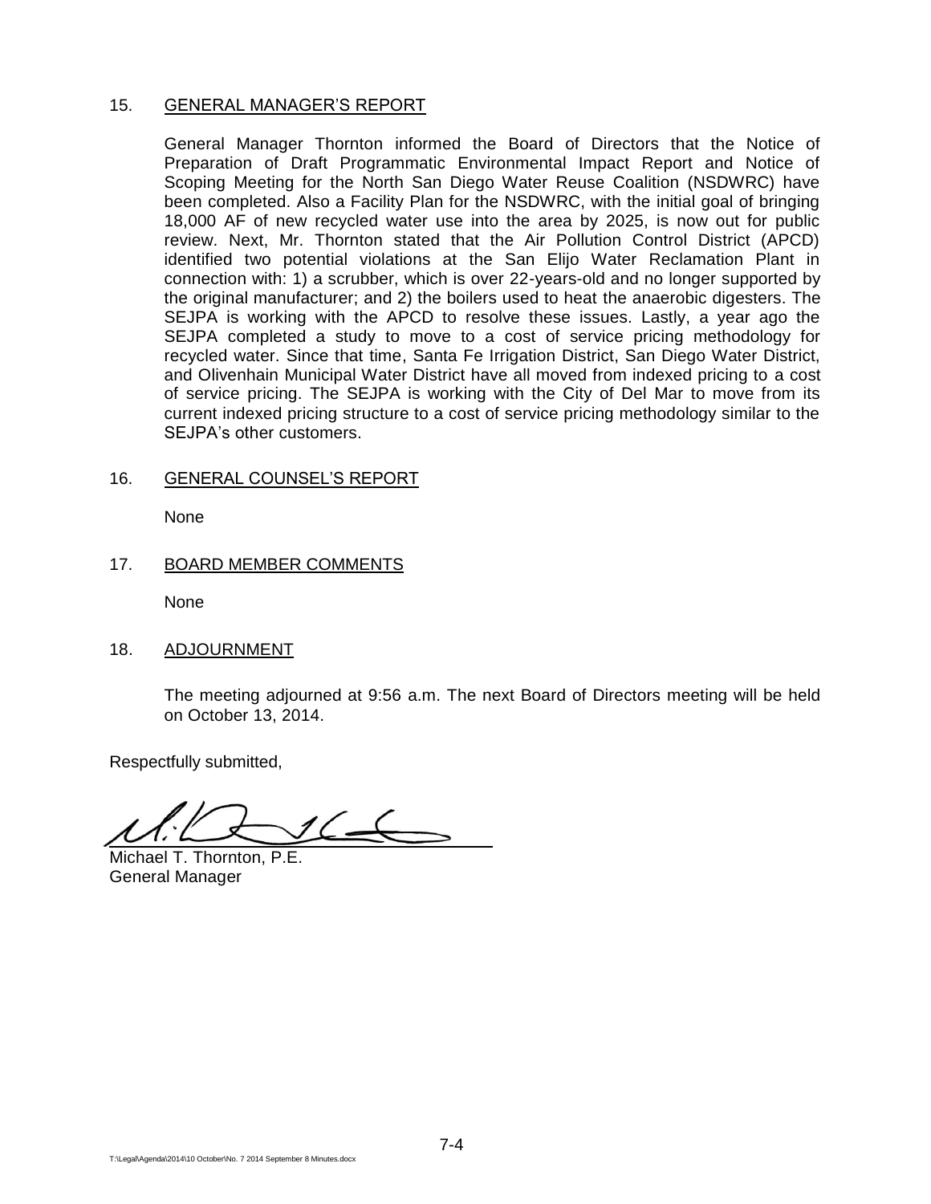15. GENERAL MANAGER'S REPORT

General Manager Thornton informed the Board of Directors that the Notice of Preparation of Draft Programmatic Environmental Impact Report and Notice of Scoping Meeting for the North San Diego Water Reuse Coalition (NSDWRC) have been completed. Also a Facility Plan for the NSDWRC, with the initial goal of bringing 18,000 AF of new recycled water use into the area by 2025, is now out for public review. Next, Mr. Thornton stated that the Air Pollution Control District (APCD) identified two potential violations at the San Elijo Water Reclamation Plant in connection with: 1) a scrubber, which is over 22-years-old and no longer supported by the original manufacturer; and 2) the boilers used to heat the anaerobic digesters. The SEJPA is working with the APCD to resolve these issues. Lastly, a year ago the SEJPA completed a study to move to a cost of service pricing methodology for recycled water. Since that time, Santa Fe Irrigation District, San Diego Water District, and Olivenhain Municipal Water District have all moved from indexed pricing to a cost of service pricing. The SEJPA is working with the City of Del Mar to move from its current indexed pricing structure to a cost of service pricing methodology similar to the SEJPA's other customers.

16. GENERAL COUNSEL'S REPORT

None

17. BOARD MEMBER COMMENTS

None

18. ADJOURNMENT

The meeting adjourned at 9:56 a.m. The next Board of Directors meeting will be held on October 13, 2014.

Respectfully submitted,

Michael T. Thornton, P.E.
General Manager